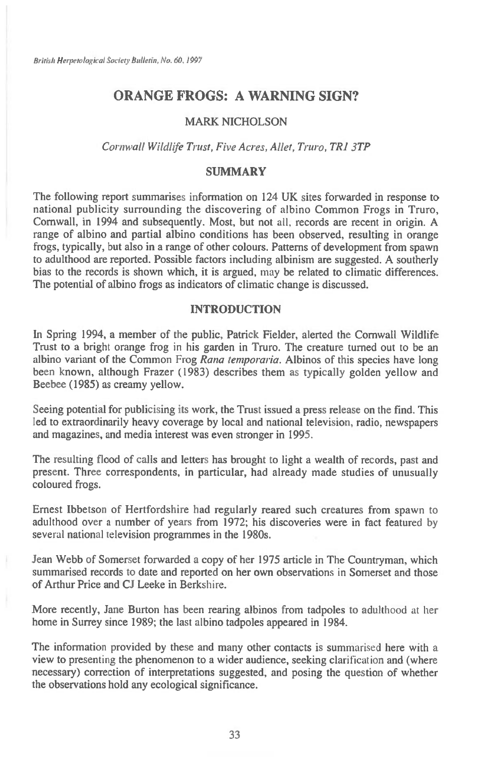# ORANGE FROGS: A WARNING SIGN?

## MARK NICHOLSON

*Cornwall Wildlife Trust, Five Acres, Allet, Truro, TR1 3TP*

## SUMMARY

The following report summarises information on 124 UK sites forwarded in response to national publicity surrounding the discovering of albino Common Frogs in Truro, Cornwall, in 1994 and subsequently. Most, but not all, records are recent in origin. A range of albino and partial albino conditions has been observed, resulting in orange frogs, typically, but also in a range of other colours. Patterns of development from spawn to adulthood are reported. Possible factors including albinism are suggested. A southerly bias to the records is shown which, it is argued, may be related to climatic differences. The potential of albino frogs as indicators of climatic change is discussed.

## INTRODUCTION

In Spring 1994, a member of the public, Patrick Fielder, alerted the Cornwall Wildlife Trust to a bright orange frog in his garden in Truro. The creature turned out to be an albino variant of the Common Frog *Rana temporaria*. Albinos of this species have long been known, although Frazer (1983) describes them as typically golden yellow and Beebee (1985) as creamy yellow.

Seeing potential for publicising its work, the Trust issued a press release on the find. This led to extraordinarily heavy coverage by local and national television, radio, newspapers and magazines, and media interest was even stronger in 1995.

The resulting flood of calls and letters has brought to light a wealth of records, past and present. Three correspondents, in particular, had already made studies of unusually coloured frogs.

Ernest Ibbetson of Hertfordshire had regularly reared such creatures from spawn to adulthood over a number of years from 1972; his discoveries were in fact featured by several national television programmes in the 1980s.

Jean Webb of Somerset forwarded a copy of her 1975 article in The Countryman, which summarised records to date and reported on her own observations in Somerset and those of Arthur Price and CJ Leeke in Berkshire.

More recently, Jane Burton has been rearing albinos from tadpoles to adulthood at her home in Surrey since 1989; the last albino tadpoles appeared in 1984.

The information provided by these and many other contacts is summarised here with a view to presenting the phenomenon to a wider audience, seeking clarification and (where necessary) correction of interpretations suggested, and posing the question of whether the observations hold any ecological significance.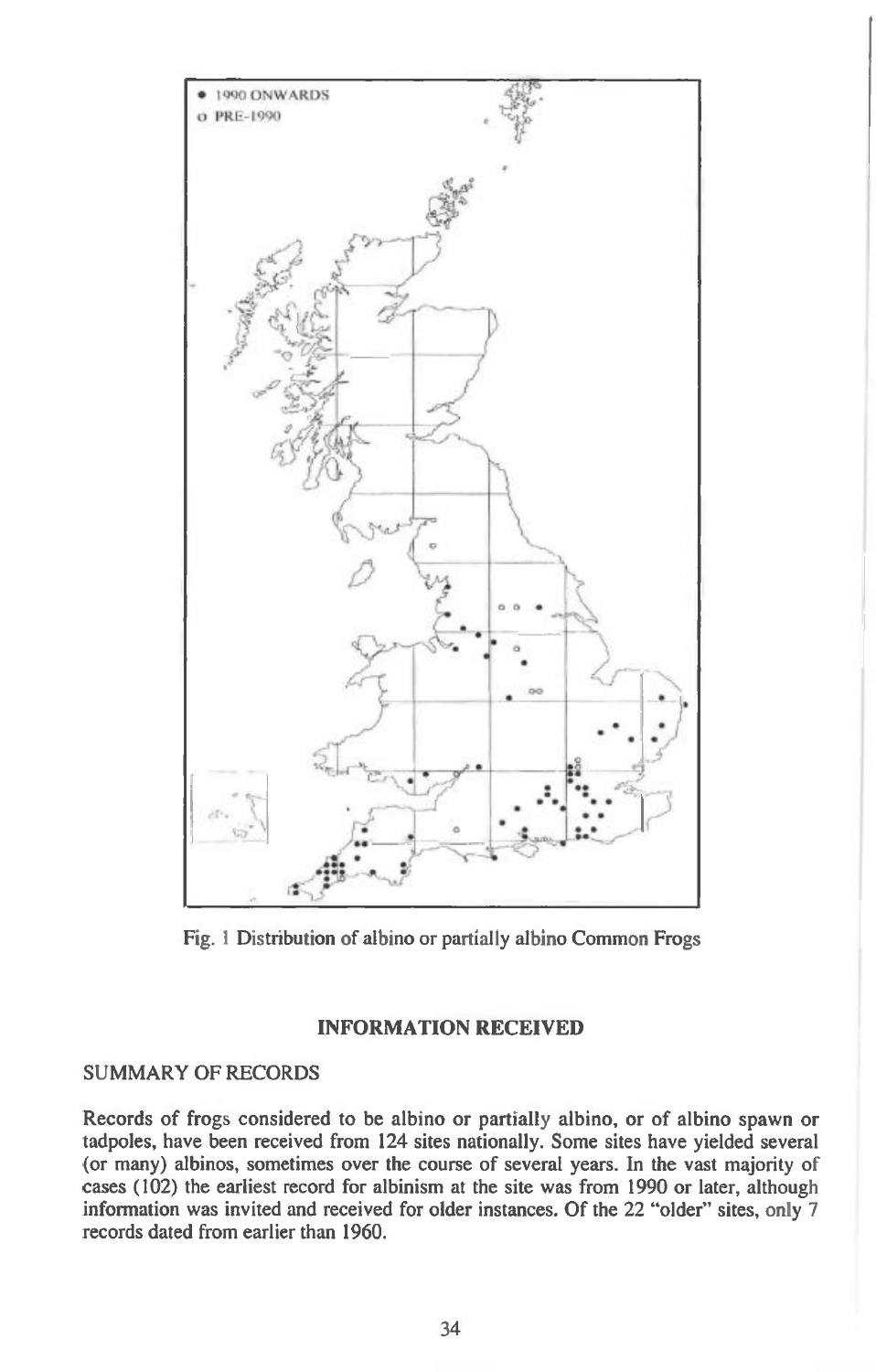Fig. 1 Distribution of albino or partially albino Common Frogs

## INFORMATION RECEIVED

### SUMMARY OF RECORDS

Records of frogs considered to be albino or partially albino, or of albino spawn or tadpoles, have been received from 124 sites nationally. Some sites have yielded several (or many) albinos, sometimes over the course of several years. In the vast majority of cases (102) the earliest record for albinism at the site was from 1990 or later, although information was invited and received for older instances. Of the 22 "older" sites, only 7 records dated from earlier than 1960.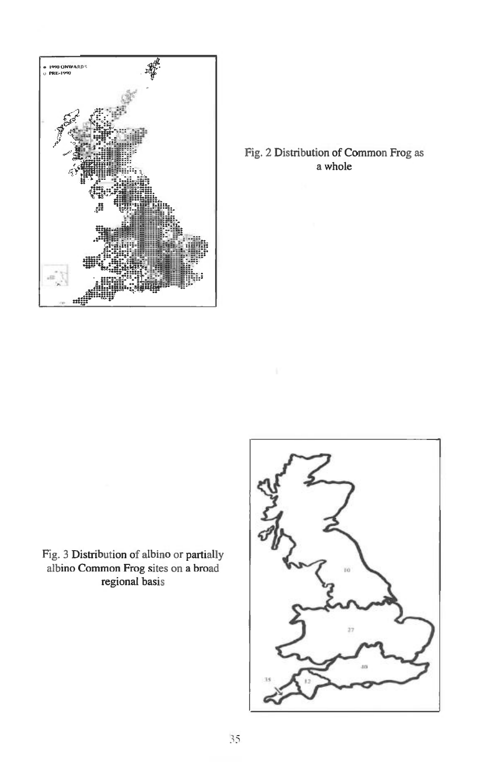Fig. 2 Distribution of Common Frog as a whole

Fig. 3 Distribution of albino or partially albino Common Frog sites on a broad regional basis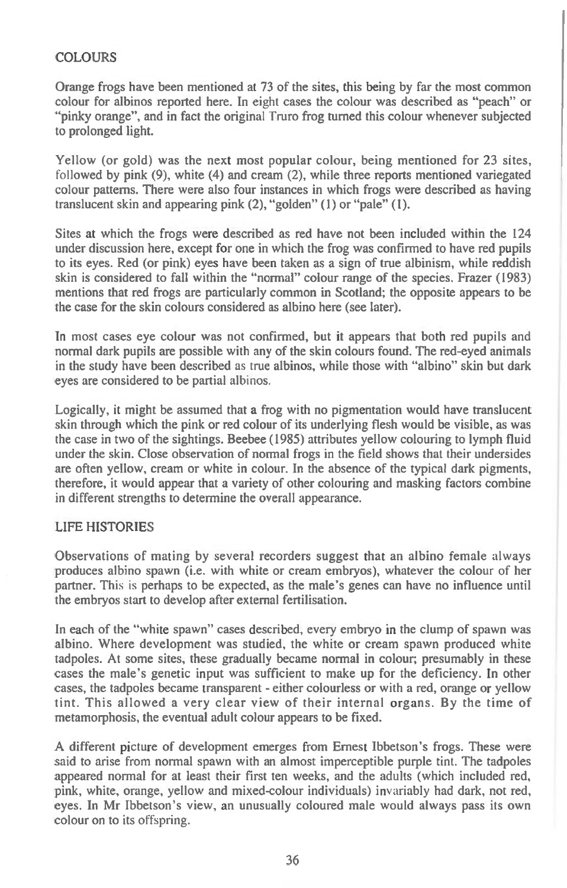## COLOURS

Orange frogs have been mentioned at 73 of the sites, this being by far the most common colour for albinos reported here. In eight cases the colour was described as "peach" or "pinky orange", and in fact the original Truro frog turned this colour whenever subjected to prolonged light.

Yellow (or gold) was the next most popular colour, being mentioned for 23 sites, followed by pink (9), white (4) and cream (2), while three reports mentioned variegated colour patterns. There were also four instances in which frogs were described as having translucent skin and appearing pink (2), "golden" (1) or "pale" (1).

Sites at which the frogs were described as red have not been included within the 124 under discussion here, except for one in which the frog was confirmed to have red pupils to its eyes. Red (or pink) eyes have been taken as a sign of true albinism, while reddish skin is considered to fall within the "normal" colour range of the species. Frazer (1983) mentions that red frogs are particularly common in Scotland; the opposite appears to be the case for the skin colours considered as albino here (see later).

In most cases eye colour was not confirmed, but it appears that both red pupils and normal dark pupils are possible with any of the skin colours found. The red-eyed animals in the study have been described as true albinos, while those with "albino" skin but dark eyes are considered to be partial albinos.

Logically, it might be assumed that a frog with no pigmentation would have translucent skin through which the pink or red colour of its underlying flesh would be visible, as was the case in two of the sightings. Beebee (1985) attributes yellow colouring to lymph fluid under the skin. Close observation of normal frogs in the field shows that their undersides are often yellow, cream or white in colour. In the absence of the typical dark pigments, therefore, it would appear that a variety of other colouring and masking factors combine in different strengths to determine the overall appearance.

## LIFE HISTORIES

Observations of mating by several recorders suggest that an albino female always produces albino spawn (i.e. with white or cream embryos), whatever the colour of her partner. This is perhaps to be expected, as the male's genes can have no influence until the embryos start to develop after external fertilisation.

In each of the "white spawn" cases described, every embryo in the clump of spawn was albino. Where development was studied, the white or cream spawn produced white tadpoles. At some sites, these gradually became normal in colour; presumably in these cases the male's genetic input was sufficient to make up for the deficiency. In other cases, the tadpoles became transparent - either colourless or with a red, orange or yellow tint. This allowed a very clear view of their internal organs. By the time of metamorphosis, the eventual adult colour appears to be fixed.

A different picture of development emerges from Ernest Ibbetson's frogs. These were said to arise from normal spawn with an almost imperceptible purple tint. The tadpoles appeared normal for at least their first ten weeks, and the adults (which included red, pink, white, orange, yellow and mixed-colour individuals) invariably had dark, not red, eyes. In Mr Ibbetson's view, an unusually coloured male would always pass its own colour on to its offspring.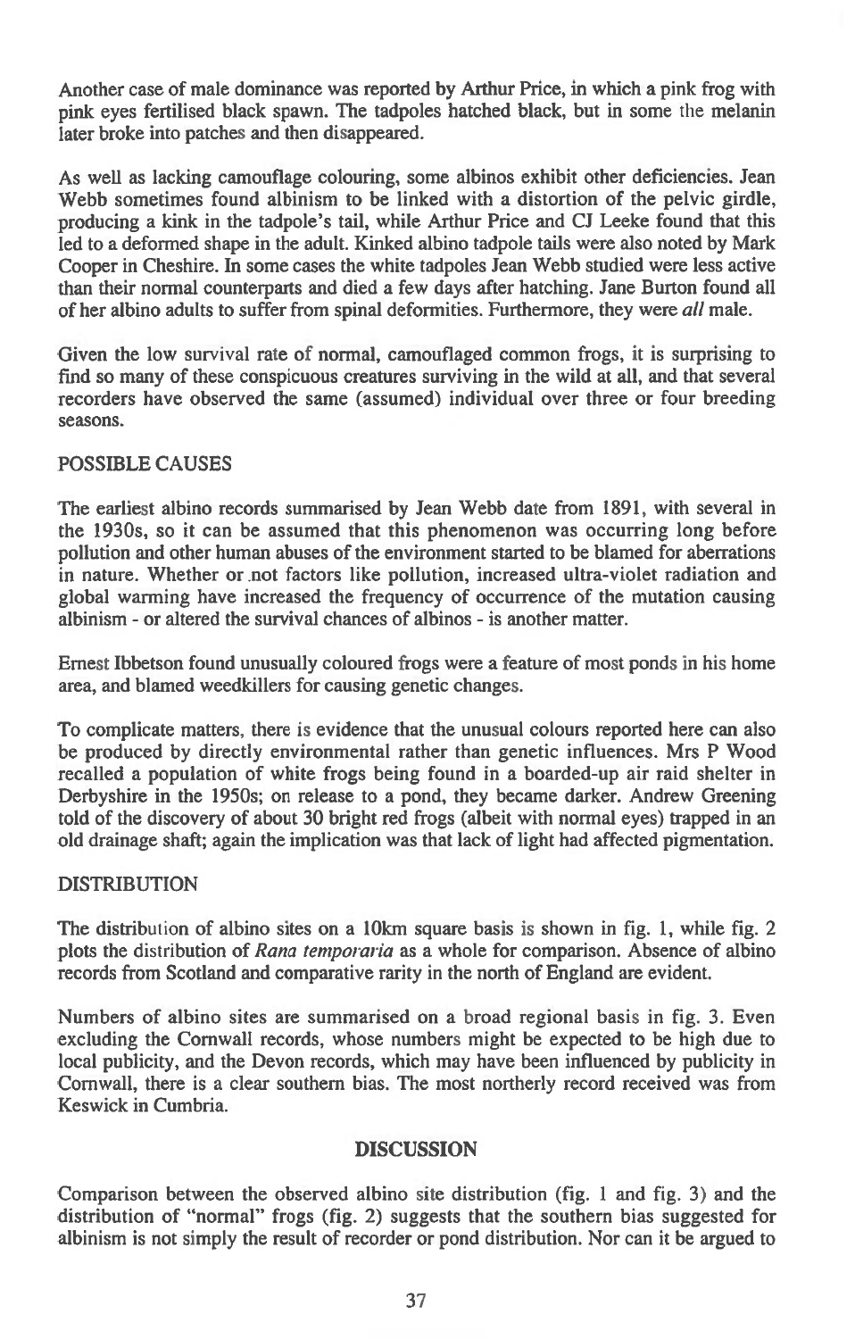Another case of male dominance was reported by Arthur Price, in which a pink frog with pink eyes fertilised black spawn. The tadpoles hatched black, but in some the melanin later broke into patches and then disappeared.

As well as lacking camouflage colouring, some albinos exhibit other deficiencies. Jean Webb sometimes found albinism to be linked with a distortion of the pelvic girdle, producing a kink in the tadpole's tail, while Arthur Price and CJ Leeke found that this led to a deformed shape in the adult. Kinked albino tadpole tails were also noted by Mark Cooper in Cheshire. In some cases the white tadpoles Jean Webb studied were less active than their normal counterparts and died a few days after hatching. Jane Burton found all of her albino adults to suffer from spinal deformities. Furthermore, they were *all* male.

Given the low survival rate of normal, camouflaged common frogs, it is surprising to find so many of these conspicuous creatures surviving in the wild at all, and that several recorders have observed the same (assumed) individual over three or four breeding seasons.

## POSSIBLE CAUSES

The earliest albino records summarised by Jean Webb date from 1891, with several in the 1930s, so it can be assumed that this phenomenon was occurring long before pollution and other human abuses of the environment started to be blamed for aberrations in nature. Whether or not factors like pollution, increased ultra-violet radiation and global warming have increased the frequency of occurrence of the mutation causing albinism - or altered the survival chances of albinos - is another matter.

Ernest Ibbetson found unusually coloured frogs were a feature of most ponds in his home area, and blamed weedkillers for causing genetic changes.

To complicate matters, there is evidence that the unusual colours reported here can also be produced by directly environmental rather than genetic influences. Mrs P Wood recalled a population of white frogs being found in a boarded-up air raid shelter in Derbyshire in the 1950s; on release to a pond, they became darker. Andrew Greening told of the discovery of about 30 bright red frogs (albeit with normal eyes) trapped in an old drainage shaft; again the implication was that lack of light had affected pigmentation.

## DISTRIBUTION

The distribution of albino sites on a 10km square basis is shown in fig. 1, while fig. 2 plots the distribution of *Rana temporaria* as a whole for comparison. Absence of albino records from Scotland and comparative rarity in the north of England are evident.

Numbers of albino sites are summarised on a broad regional basis in fig. 3. Even excluding the Cornwall records, whose numbers might be expected to be high due to local publicity, and the Devon records, which may have been influenced by publicity in Cornwall, there is a clear southern bias. The most northerly record received was from Keswick in Cumbria.

## DISCUSSION

Comparison between the observed albino site distribution (fig. 1 and fig. 3) and the distribution of "normal" frogs (fig. 2) suggests that the southern bias suggested for albinism is not simply the result of recorder or pond distribution. Nor can it be argued to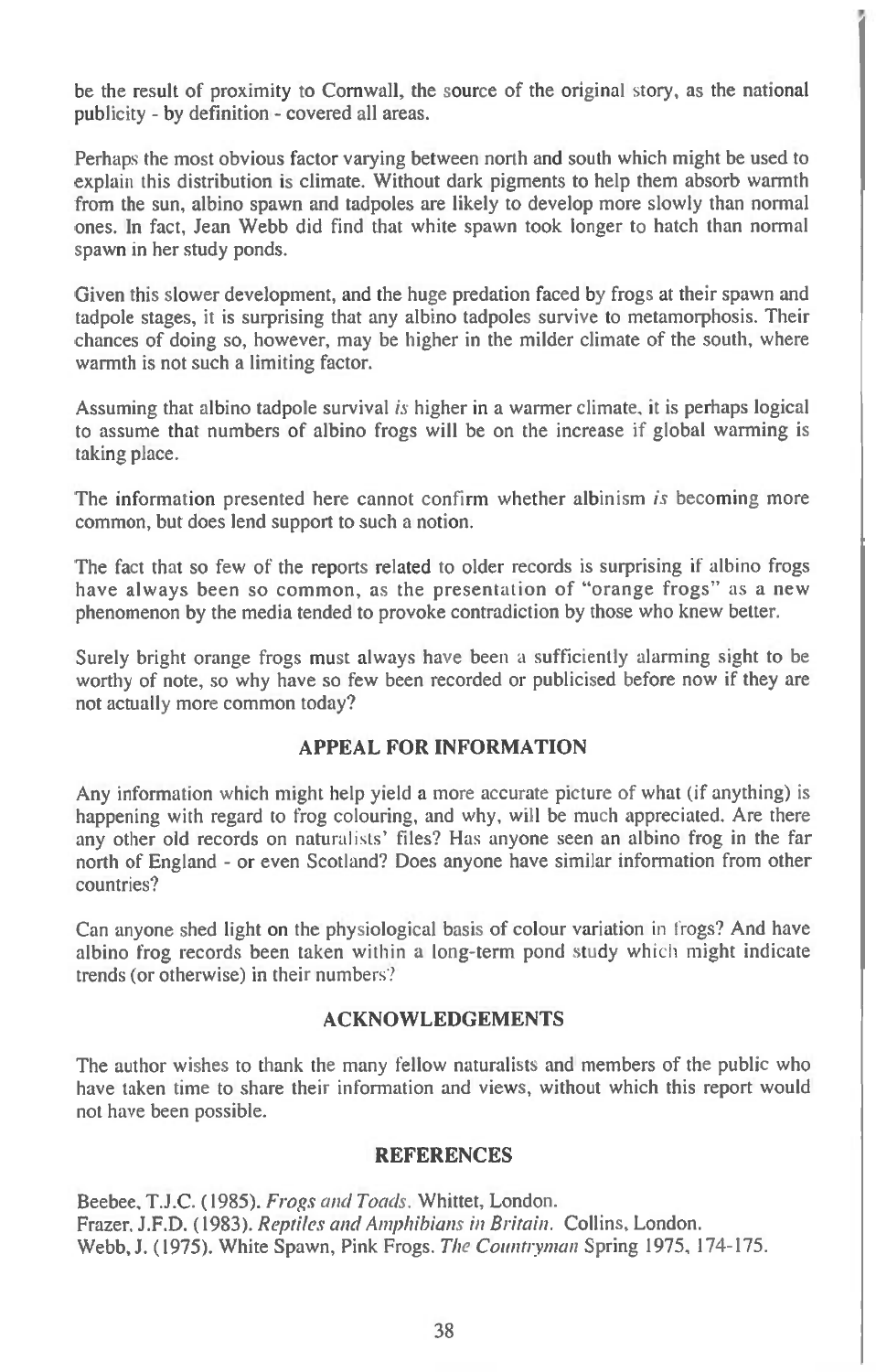be the result of proximity to Cornwall, the source of the original story, as the national publicity - by definition - covered all areas.

Perhaps the most obvious factor varying between north and south which might be used to explain this distribution is climate. Without dark pigments to help them absorb warmth from the sun, albino spawn and tadpoles are likely to develop more slowly than normal ones. In fact, Jean Webb did find that white spawn took longer to hatch than normal spawn in her study ponds.

Given this slower development, and the huge predation faced by frogs at their spawn and tadpole stages, it is surprising that any albino tadpoles survive to metamorphosis. Their chances of doing so, however, may be higher in the milder climate of the south, where warmth is not such a limiting factor.

Assuming that albino tadpole survival *is* higher in a warmer climate, it is perhaps logical to assume that numbers of albino frogs will be on the increase if global warming is taking place.

The information presented here cannot confirm whether albinism *is* becoming more common, but does lend support to such a notion.

The fact that so few of the reports related to older records is surprising if albino frogs have always been so common, as the presentation of "orange frogs" as a new phenomenon by the media tended to provoke contradiction by those who knew better.

Surely bright orange frogs must always have been a sufficiently alarming sight to be worthy of note, so why have so few been recorded or publicised before now if they are not actually more common today?

## APPEAL FOR INFORMATION

Any information which might help yield a more accurate picture of what (if anything) is happening with regard to frog colouring, and why, will be much appreciated. Are there any other old records on naturalists' files? Has anyone seen an albino frog in the far north of England - or even Scotland? Does anyone have similar information from other countries?

Can anyone shed light on the physiological basis of colour variation in frogs? And have albino frog records been taken within a long-term pond study which might indicate trends (or otherwise) in their numbers?

## ACKNOWLEDGEMENTS

The author wishes to thank the many fellow naturalists and members of the public who have taken time to share their information and views, without which this report would not have been possible.

## REFERENCES

Beebee, T.J.C. (1985). *Frogs and Toads*. Whittet, London.
Frazer, J.F.D. (1983). *Reptiles and Amphibians in Britain*. Collins, London.
Webb, J. (1975). White Spawn, Pink Frogs. *The Countryman* Spring 1975, 174-175.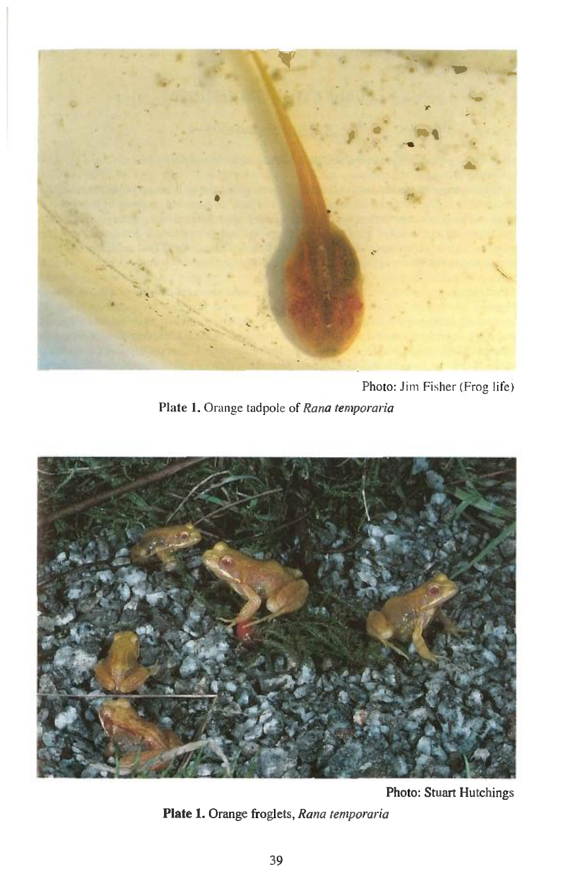Photo: Jim Fisher (Frog life)

**Plate 1.** Orange tadpole of *Rana temporaria*

Photo: Stuart Hutchings

**Plate 1.** Orange froglets, *Rana temporaria*